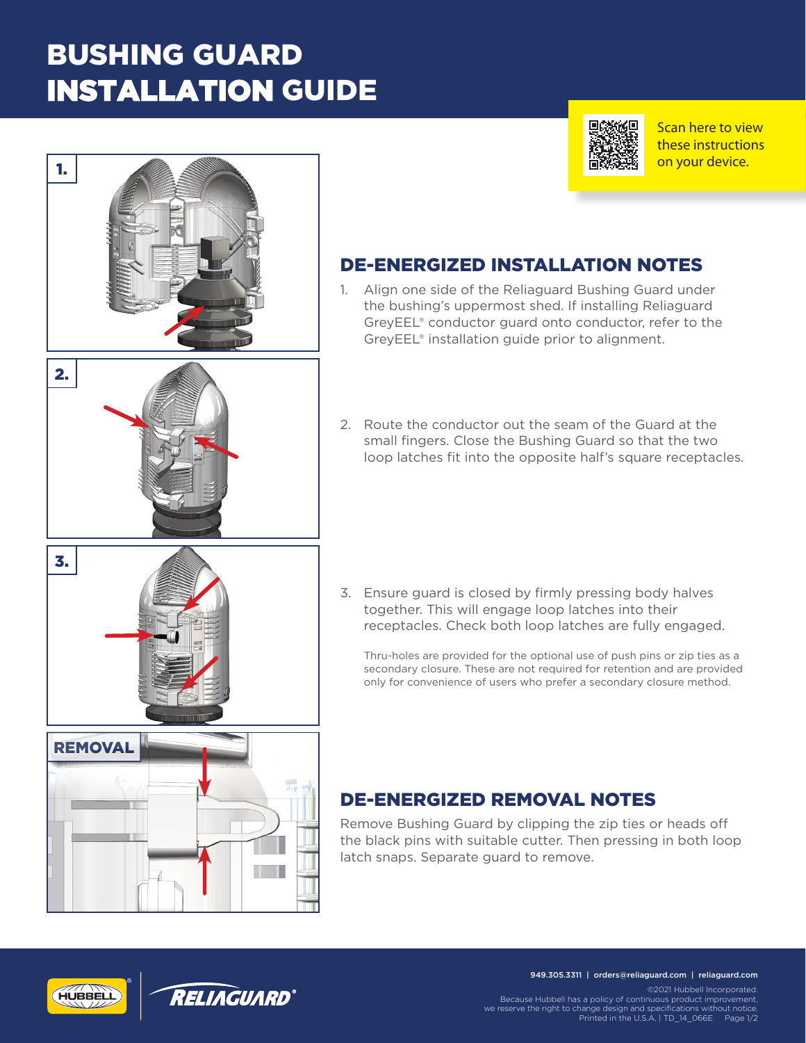# BUSHING GUARD INSTALLATION GUIDE

Scan here to view these instructions on your device.

## DE-ENERGIZED INSTALLATION NOTES

1. Align one side of the Reliaguard Bushing Guard under the bushing's uppermost shed. If installing Reliaguard GreyEEL® conductor guard onto conductor, refer to the GreyEEL® installation guide prior to alignment.

2. Route the conductor out the seam of the Guard at the small fingers. Close the Bushing Guard so that the two loop latches fit into the opposite half's square receptacles.

3. Ensure guard is closed by firmly pressing body halves together. This will engage loop latches into their receptacles. Check both loop latches are fully engaged.

   Thru-holes are provided for the optional use of push pins or zip ties as a secondary closure. These are not required for retention and are provided only for convenience of users who prefer a secondary closure method.

## DE-ENERGIZED REMOVAL NOTES

Remove Bushing Guard by clipping the zip ties or heads off the black pins with suitable cutter. Then pressing in both loop latch snaps. Separate guard to remove.

949.305.3311 | orders@reliaguard.com | reliaguard.com

©2021 Hubbell Incorporated.
Because Hubbell has a policy of continuous product improvement, we reserve the right to change design and specifications without notice.
Printed in the U.S.A. | TD_14_066E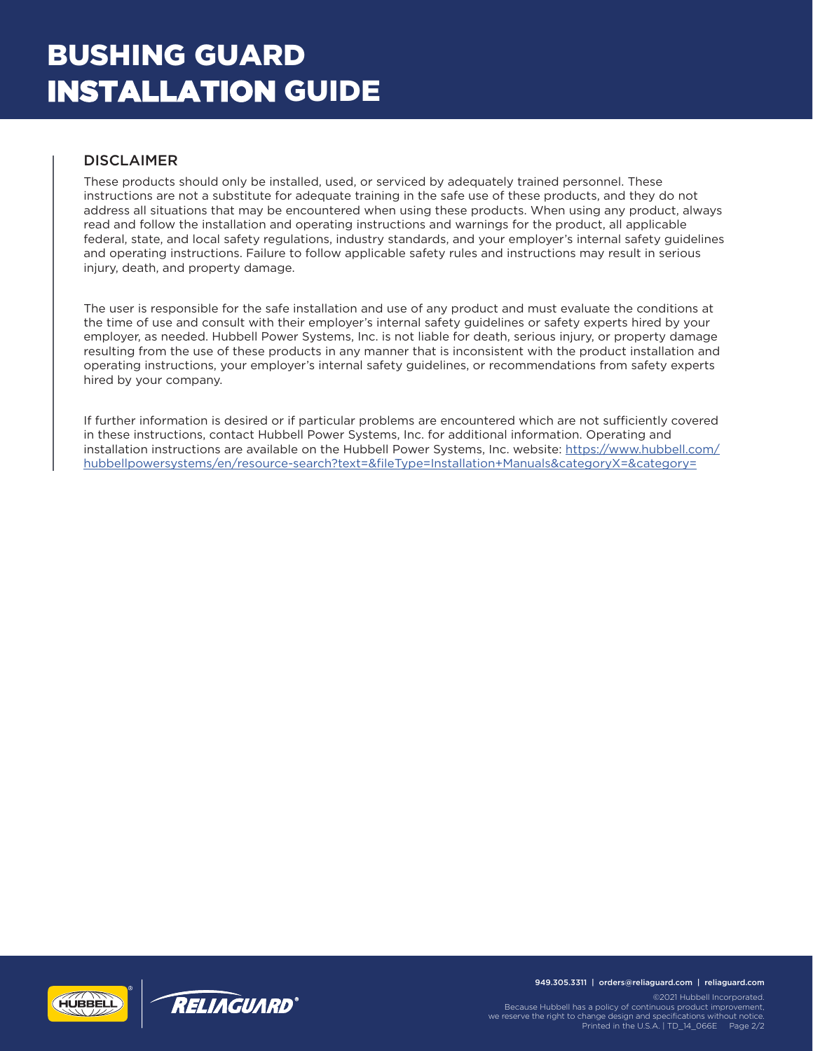# BUSHING GUARD INSTALLATION GUIDE

## DISCLAIMER

These products should only be installed, used, or serviced by adequately trained personnel. These instructions are not a substitute for adequate training in the safe use of these products, and they do not address all situations that may be encountered when using these products. When using any product, always read and follow the installation and operating instructions and warnings for the product, all applicable federal, state, and local safety regulations, industry standards, and your employer's internal safety guidelines and operating instructions. Failure to follow applicable safety rules and instructions may result in serious injury, death, and property damage.

The user is responsible for the safe installation and use of any product and must evaluate the conditions at the time of use and consult with their employer's internal safety guidelines or safety experts hired by your employer, as needed. Hubbell Power Systems, Inc. is not liable for death, serious injury, or property damage resulting from the use of these products in any manner that is inconsistent with the product installation and operating instructions, your employer's internal safety guidelines, or recommendations from safety experts hired by your company.

If further information is desired or if particular problems are encountered which are not sufficiently covered in these instructions, contact Hubbell Power Systems, Inc. for additional information. Operating and installation instructions are available on the Hubbell Power Systems, Inc. website: https://www.hubbell.com/hubbellpowersystems/en/resource-search?text=&fileType=Installation+Manuals&categoryX=&category=

949.305.3311 | orders@reliaguard.com | reliaguard.com

©2021 Hubbell Incorporated.
Because Hubbell has a policy of continuous product improvement, we reserve the right to change design and specifications without notice.
Printed in the U.S.A. | TD_14_066E